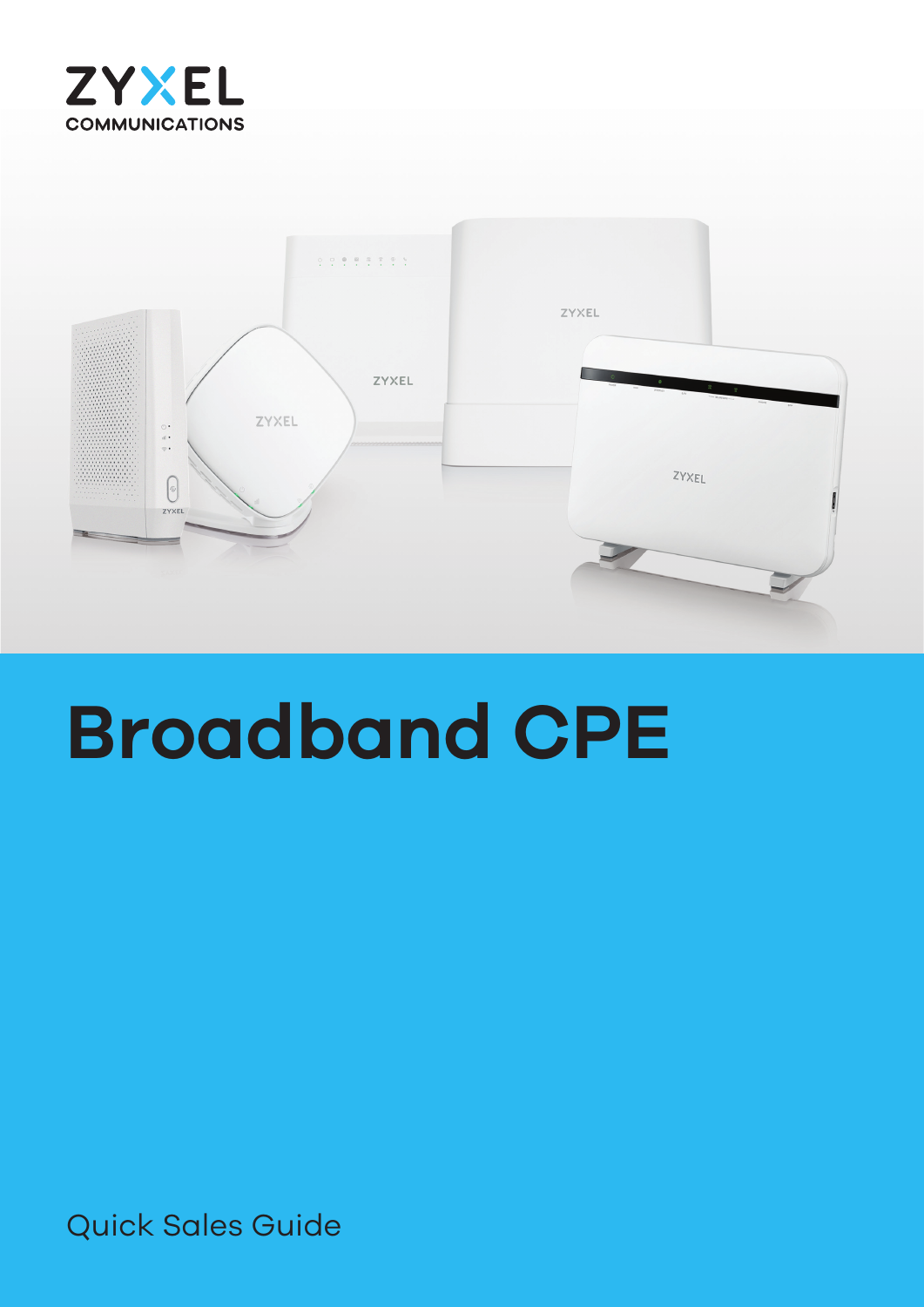ZYXEL
COMMUNICATIONS

# Broadband CPE

Quick Sales Guide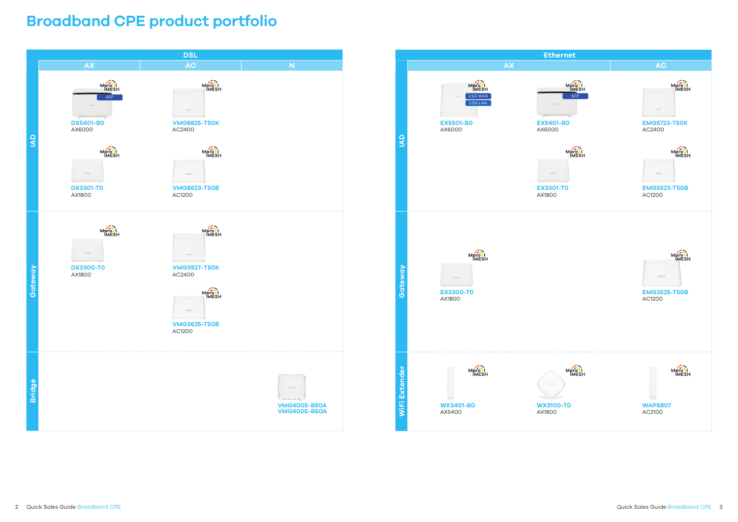# Broadband CPE product portfolio

## DSL

| | AX | AC | N |
|---|---|---|---|
| IAD | DX5401-B0 (SFP) AX6000<br>DX3301-T0 AX1800 | VMG8825-T50K AC2400<br>VMG8623-T50B AC1200 | |
| Gateway | DX3300-T0 AX1800 | VMG3927-T50K AC2400<br>VMG3625-T50B AC1200 | |
| Bridge | | | VMG4005-B50A<br>VMG4005-B60A |

## Ethernet

| | AX | | AC |
|---|---|---|---|
| IAD | EX5501-B0 (2.5G WAN, 2.5G LAN) AX6000 | EX5401-B0 (SFP) AX6000<br>EX3301-T0 AX1800 | EMG5723-T50K AC2400<br>EMG5523-T50B AC1200 |
| Gateway | EX3300-T0 AX1800 | | EMG3525-T50B AC1200 |
| WiFi Extender | WX3401-B0 AX5400 | WX3100-T0 AX1800 | WAP6807 AC2100 |

All products except VMG4005-B50A/VMG4005-B60A: Mpro MESH

Quick Sales Guide Broadband CPE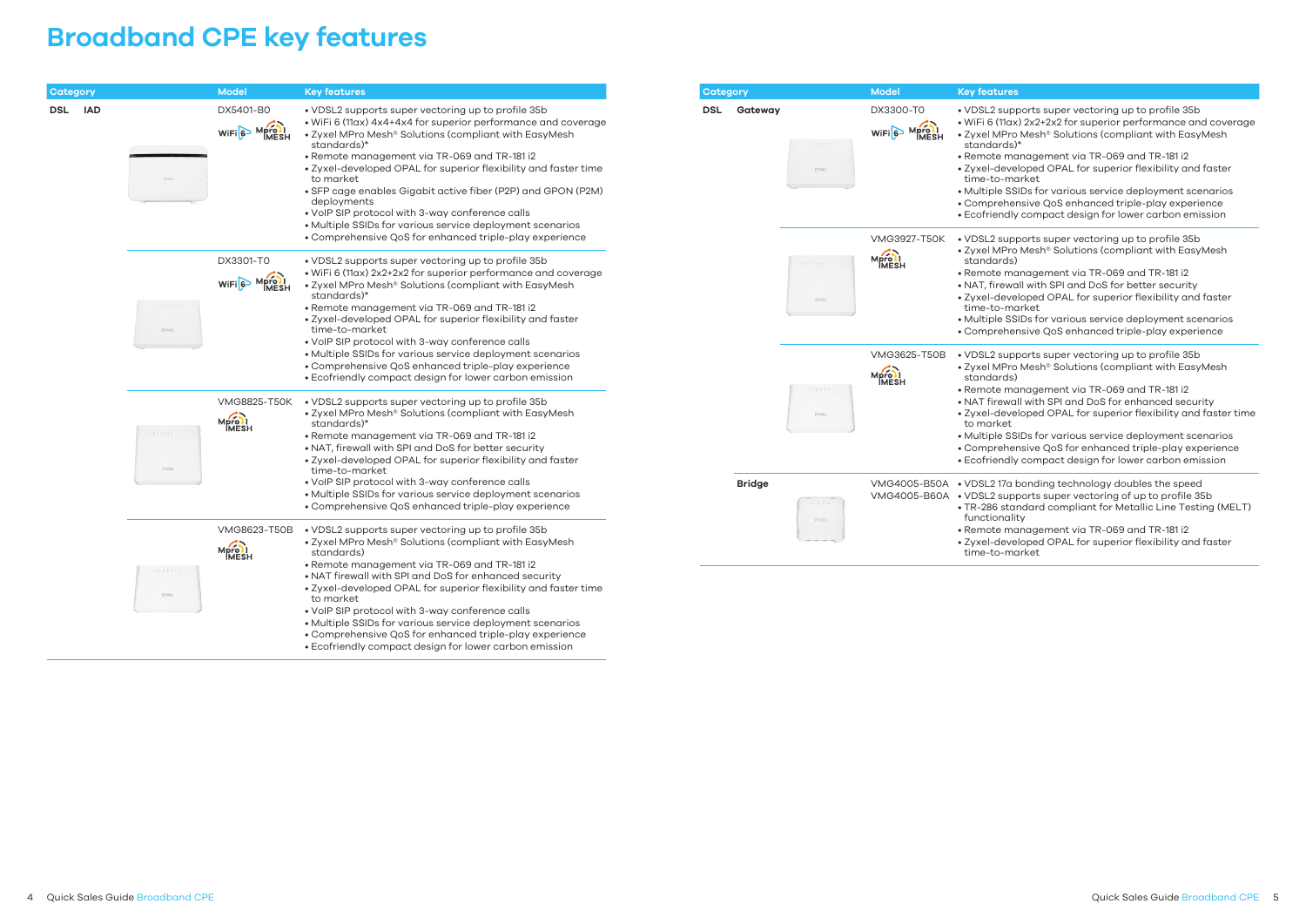# Broadband CPE key features

| Category | | Model | Key features |
|---|---|---|---|
| DSL | IAD | DX5401-B0 | • VDSL2 supports super vectoring up to profile 35b<br>• WiFi 6 (11ax) 4x4+4x4 for superior performance and coverage<br>• Zyxel MPro Mesh® Solutions (compliant with EasyMesh standards)*<br>• Remote management via TR-069 and TR-181 i2<br>• Zyxel-developed OPAL for superior flexibility and faster time to market<br>• SFP cage enables Gigabit active fiber (P2P) and GPON (P2M) deployments<br>• VoIP SIP protocol with 3-way conference calls<br>• Multiple SSIDs for various service deployment scenarios<br>• Comprehensive QoS for enhanced triple-play experience |
| | | DX3301-T0 | • VDSL2 supports super vectoring up to profile 35b<br>• WiFi 6 (11ax) 2x2+2x2 for superior performance and coverage<br>• Zyxel MPro Mesh® Solutions (compliant with EasyMesh standards)*<br>• Remote management via TR-069 and TR-181 i2<br>• Zyxel-developed OPAL for superior flexibility and faster time-to-market<br>• VoIP SIP protocol with 3-way conference calls<br>• Multiple SSIDs for various service deployment scenarios<br>• Comprehensive QoS enhanced triple-play experience<br>• Ecofriendly compact design for lower carbon emission |
| | | VMG8825-T50K | • VDSL2 supports super vectoring up to profile 35b<br>• Zyxel MPro Mesh® Solutions (compliant with EasyMesh standards)*<br>• Remote management via TR-069 and TR-181 i2<br>• NAT, firewall with SPI and DoS for better security<br>• Zyxel-developed OPAL for superior flexibility and faster time-to-market<br>• VoIP SIP protocol with 3-way conference calls<br>• Multiple SSIDs for various service deployment scenarios<br>• Comprehensive QoS enhanced triple-play experience |
| | | VMG8623-T50B | • VDSL2 supports super vectoring up to profile 35b<br>• Zyxel MPro Mesh® Solutions (compliant with EasyMesh standards)<br>• Remote management via TR-069 and TR-181 i2<br>• NAT firewall with SPI and DoS for enhanced security<br>• Zyxel-developed OPAL for superior flexibility and faster time to market<br>• VoIP SIP protocol with 3-way conference calls<br>• Multiple SSIDs for various service deployment scenarios<br>• Comprehensive QoS for enhanced triple-play experience<br>• Ecofriendly compact design for lower carbon emission |

| Category | | Model | Key features |
|---|---|---|---|
| DSL | Gateway | DX3300-T0 | • VDSL2 supports super vectoring up to profile 35b<br>• WiFi 6 (11ax) 2x2+2x2 for superior performance and coverage<br>• Zyxel MPro Mesh® Solutions (compliant with EasyMesh standards)*<br>• Remote management via TR-069 and TR-181 i2<br>• Zyxel-developed OPAL for superior flexibility and faster time-to-market<br>• Multiple SSIDs for various service deployment scenarios<br>• Comprehensive QoS enhanced triple-play experience<br>• Ecofriendly compact design for lower carbon emission |
| | | VMG3927-T50K | • VDSL2 supports super vectoring up to profile 35b<br>• Zyxel MPro Mesh® Solutions (compliant with EasyMesh standards)<br>• Remote management via TR-069 and TR-181 i2<br>• NAT, firewall with SPI and DoS for better security<br>• Zyxel-developed OPAL for superior flexibility and faster time-to-market<br>• Multiple SSIDs for various service deployment scenarios<br>• Comprehensive QoS enhanced triple-play experience |
| | | VMG3625-T50B | • VDSL2 supports super vectoring up to profile 35b<br>• Zyxel MPro Mesh® Solutions (compliant with EasyMesh standards)<br>• Remote management via TR-069 and TR-181 i2<br>• NAT firewall with SPI and DoS for enhanced security<br>• Zyxel-developed OPAL for superior flexibility and faster time to market<br>• Multiple SSIDs for various service deployment scenarios<br>• Comprehensive QoS for enhanced triple-play experience<br>• Ecofriendly compact design for lower carbon emission |
| | Bridge | VMG4005-B50A<br>VMG4005-B60A | • VDSL2 17a bonding technology doubles the speed<br>• VDSL2 supports super vectoring of up to profile 35b<br>• TR-286 standard compliant for Metallic Line Testing (MELT) functionality<br>• Remote management via TR-069 and TR-181 i2<br>• Zyxel-developed OPAL for superior flexibility and faster time-to-market |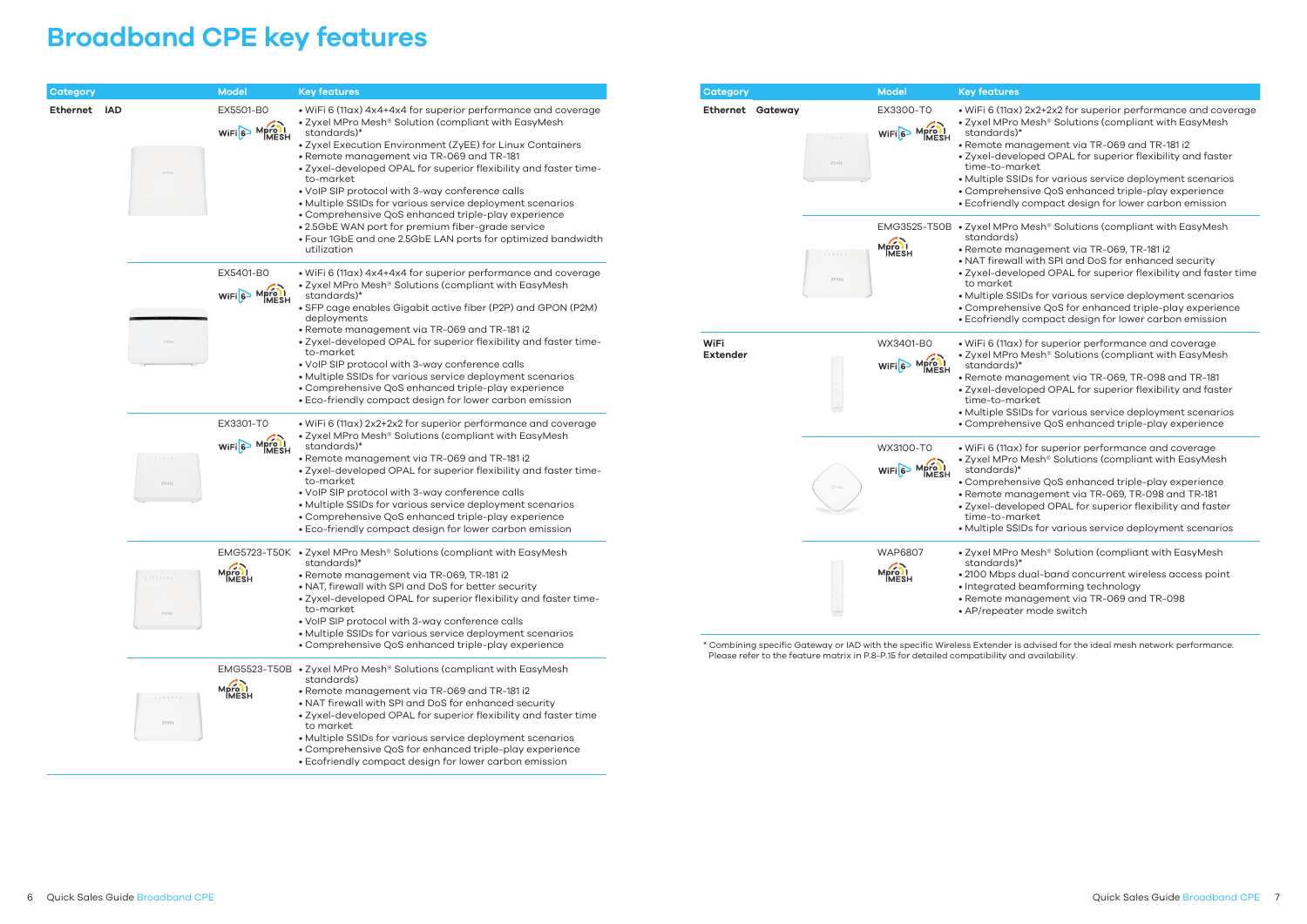# Broadband CPE key features

| Category | | Model | Key features |
|---|---|---|---|
| Ethernet | IAD | EX5501-B0 | • WiFi 6 (11ax) 4x4+4x4 for superior performance and coverage<br>• Zyxel MPro Mesh® Solution (compliant with EasyMesh standards)*<br>• Zyxel Execution Environment (ZyEE) for Linux Containers<br>• Remote management via TR-069 and TR-181<br>• Zyxel-developed OPAL for superior flexibility and faster time-to-market<br>• VoIP SIP protocol with 3-way conference calls<br>• Multiple SSIDs for various service deployment scenarios<br>• Comprehensive QoS enhanced triple-play experience<br>• 2.5GbE WAN port for premium fiber-grade service<br>• Four 1GbE and one 2.5GbE LAN ports for optimized bandwidth utilization |
| | | EX5401-B0 | • WiFi 6 (11ax) 4x4+4x4 for superior performance and coverage<br>• Zyxel MPro Mesh® Solutions (compliant with EasyMesh standards)*<br>• SFP cage enables Gigabit active fiber (P2P) and GPON (P2M) deployments<br>• Remote management via TR-069 and TR-181 i2<br>• Zyxel-developed OPAL for superior flexibility and faster time-to-market<br>• VoIP SIP protocol with 3-way conference calls<br>• Multiple SSIDs for various service deployment scenarios<br>• Comprehensive QoS enhanced triple-play experience<br>• Eco-friendly compact design for lower carbon emission |
| | | EX3301-T0 | • WiFi 6 (11ax) 2x2+2x2 for superior performance and coverage<br>• Zyxel MPro Mesh® Solutions (compliant with EasyMesh standards)*<br>• Remote management via TR-069 and TR-181 i2<br>• Zyxel-developed OPAL for superior flexibility and faster time-to-market<br>• VoIP SIP protocol with 3-way conference calls<br>• Multiple SSIDs for various service deployment scenarios<br>• Comprehensive QoS enhanced triple-play experience<br>• Eco-friendly compact design for lower carbon emission |
| | | EMG5723-T50K | • Zyxel MPro Mesh® Solutions (compliant with EasyMesh standards)*<br>• Remote management via TR-069, TR-181 i2<br>• NAT, firewall with SPI and DoS for better security<br>• Zyxel-developed OPAL for superior flexibility and faster time-to-market<br>• VoIP SIP protocol with 3-way conference calls<br>• Multiple SSIDs for various service deployment scenarios<br>• Comprehensive QoS enhanced triple-play experience |
| | | EMG5523-T50B | • Zyxel MPro Mesh® Solutions (compliant with EasyMesh standards)<br>• Remote management via TR-069 and TR-181 i2<br>• NAT firewall with SPI and DoS for enhanced security<br>• Zyxel-developed OPAL for superior flexibility and faster time to market<br>• Multiple SSIDs for various service deployment scenarios<br>• Comprehensive QoS for enhanced triple-play experience<br>• Ecofriendly compact design for lower carbon emission |
| Ethernet | Gateway | EX3300-T0 | • WiFi 6 (11ax) 2x2+2x2 for superior performance and coverage<br>• Zyxel MPro Mesh® Solutions (compliant with EasyMesh standards)*<br>• Remote management via TR-069 and TR-181 i2<br>• Zyxel-developed OPAL for superior flexibility and faster time-to-market<br>• Multiple SSIDs for various service deployment scenarios<br>• Comprehensive QoS enhanced triple-play experience<br>• Ecofriendly compact design for lower carbon emission |
| | | EMG3525-T50B | • Zyxel MPro Mesh® Solutions (compliant with EasyMesh standards)<br>• Remote management via TR-069, TR-181 i2<br>• NAT firewall with SPI and DoS for enhanced security<br>• Zyxel-developed OPAL for superior flexibility and faster time to market<br>• Multiple SSIDs for various service deployment scenarios<br>• Comprehensive QoS for enhanced triple-play experience<br>• Ecofriendly compact design for lower carbon emission |
| WiFi Extender | | WX3401-B0 | • WiFi 6 (11ax) for superior performance and coverage<br>• Zyxel MPro Mesh® Solutions (compliant with EasyMesh standards)*<br>• Remote management via TR-069, TR-098 and TR-181<br>• Zyxel-developed OPAL for superior flexibility and faster time-to-market<br>• Multiple SSIDs for various service deployment scenarios<br>• Comprehensive QoS enhanced triple-play experience |
| | | WX3100-T0 | • WiFi 6 (11ax) for superior performance and coverage<br>• Zyxel MPro Mesh® Solutions (compliant with EasyMesh standards)*<br>• Comprehensive QoS enhanced triple-play experience<br>• Remote management via TR-069, TR-098 and TR-181<br>• Zyxel-developed OPAL for superior flexibility and faster time-to-market<br>• Multiple SSIDs for various service deployment scenarios |
| | | WAP6807 | • Zyxel MPro Mesh® Solution (compliant with EasyMesh standards)*<br>• 2100 Mbps dual-band concurrent wireless access point<br>• Integrated beamforming technology<br>• Remote management via TR-069 and TR-098<br>• AP/repeater mode switch |

* Combining specific Gateway or IAD with the specific Wireless Extender is advised for the ideal mesh network performance. Please refer to the feature matrix in P.8-P.15 for detailed compatibility and availability.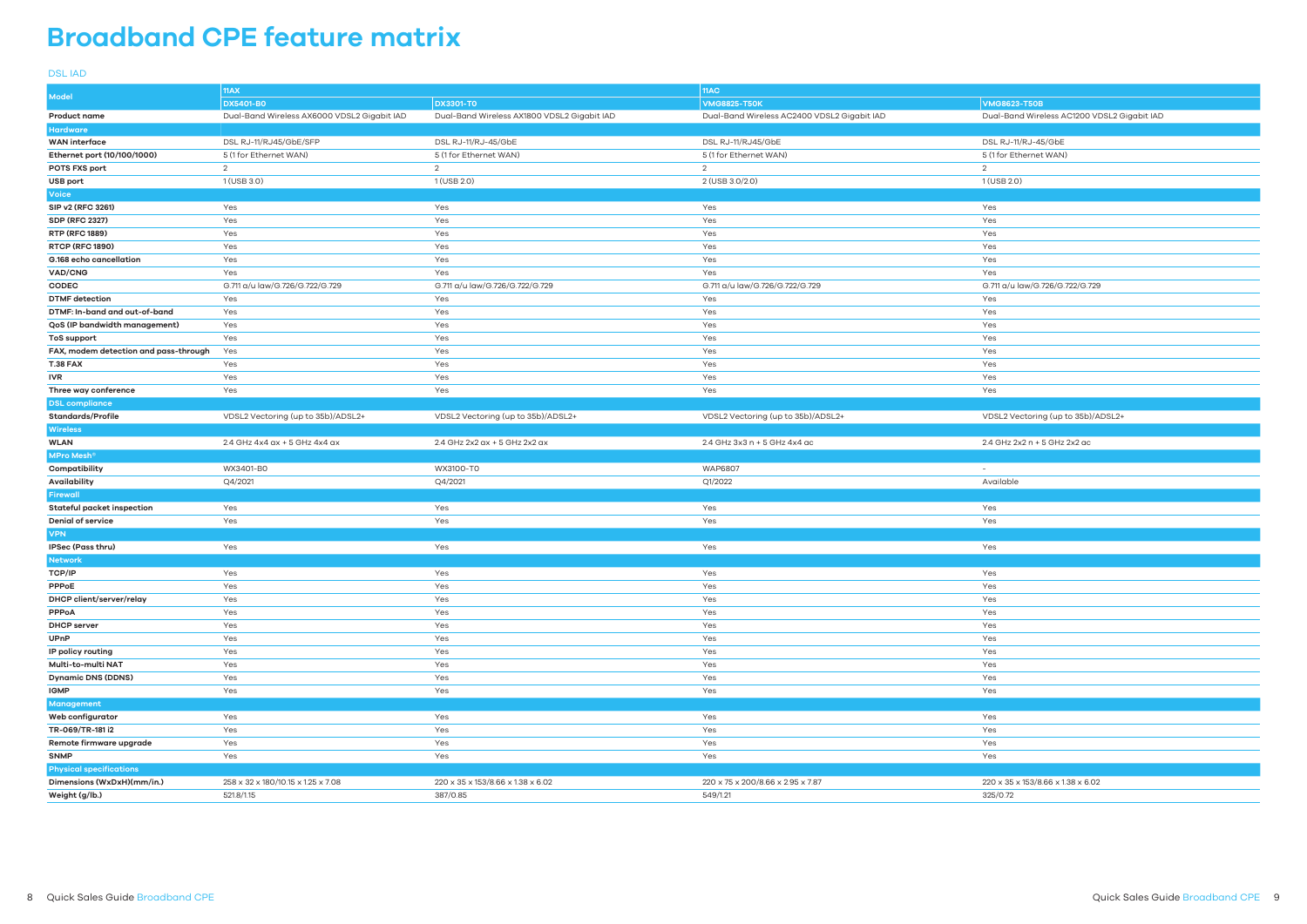# Broadband CPE feature matrix

DSL IAD

| Model | 11AX | | 11AC | |
|---|---|---|---|---|
| | DX5401-B0 | DX3301-T0 | VMG8825-T50K | VMG8623-T50B |
| **Product name** | Dual-Band Wireless AX6000 VDSL2 Gigabit IAD | Dual-Band Wireless AX1800 VDSL2 Gigabit IAD | Dual-Band Wireless AC2400 VDSL2 Gigabit IAD | Dual-Band Wireless AC1200 VDSL2 Gigabit IAD |
| **Hardware** | | | | |
| **WAN interface** | DSL RJ-11/RJ45/GbE/SFP | DSL RJ-11/RJ-45/GbE | DSL RJ-11/RJ45/GbE | DSL RJ-11/RJ-45/GbE |
| **Ethernet port (10/100/1000)** | 5 (1 for Ethernet WAN) | 5 (1 for Ethernet WAN) | 5 (1 for Ethernet WAN) | 5 (1 for Ethernet WAN) |
| **POTS FXS port** | 2 | 2 | 2 | 2 |
| **USB port** | 1 (USB 3.0) | 1 (USB 2.0) | 2 (USB 3.0/2.0) | 1 (USB 2.0) |
| **Voice** | | | | |
| **SIP v2 (RFC 3261)** | Yes | Yes | Yes | Yes |
| **SDP (RFC 2327)** | Yes | Yes | Yes | Yes |
| **RTP (RFC 1889)** | Yes | Yes | Yes | Yes |
| **RTCP (RFC 1890)** | Yes | Yes | Yes | Yes |
| **G.168 echo cancellation** | Yes | Yes | Yes | Yes |
| **VAD/CNG** | Yes | Yes | Yes | Yes |
| **CODEC** | G.711 a/u law/G.726/G.722/G.729 | G.711 a/u law/G.726/G.722/G.729 | G.711 a/u law/G.726/G.722/G.729 | G.711 a/u law/G.726/G.722/G.729 |
| **DTMF detection** | Yes | Yes | Yes | Yes |
| **DTMF: In-band and out-of-band** | Yes | Yes | Yes | Yes |
| **QoS (IP bandwidth management)** | Yes | Yes | Yes | Yes |
| **ToS support** | Yes | Yes | Yes | Yes |
| **FAX, modem detection and pass-through** | Yes | Yes | Yes | Yes |
| **T.38 FAX** | Yes | Yes | Yes | Yes |
| **IVR** | Yes | Yes | Yes | Yes |
| **Three way conference** | Yes | Yes | Yes | Yes |
| **DSL compliance** | | | | |
| **Standards/Profile** | VDSL2 Vectoring (up to 35b)/ADSL2+ | VDSL2 Vectoring (up to 35b)/ADSL2+ | VDSL2 Vectoring (up to 35b)/ADSL2+ | VDSL2 Vectoring (up to 35b)/ADSL2+ |
| **Wireless** | | | | |
| **WLAN** | 2.4 GHz 4x4 ax + 5 GHz 4x4 ax | 2.4 GHz 2x2 ax + 5 GHz 2x2 ax | 2.4 GHz 3x3 n + 5 GHz 4x4 ac | 2.4 GHz 2x2 n + 5 GHz 2x2 ac |
| **MPro Mesh®** | | | | |
| **Compatibility** | WX3401-B0 | WX3100-T0 | WAP6807 | - |
| **Availability** | Q4/2021 | Q4/2021 | Q1/2022 | Available |
| **Firewall** | | | | |
| **Stateful packet inspection** | Yes | Yes | Yes | Yes |
| **Denial of service** | Yes | Yes | Yes | Yes |
| **VPN** | | | | |
| **IPSec (Pass thru)** | Yes | Yes | Yes | Yes |
| **Network** | | | | |
| **TCP/IP** | Yes | Yes | Yes | Yes |
| **PPPoE** | Yes | Yes | Yes | Yes |
| **DHCP client/server/relay** | Yes | Yes | Yes | Yes |
| **PPPoA** | Yes | Yes | Yes | Yes |
| **DHCP server** | Yes | Yes | Yes | Yes |
| **UPnP** | Yes | Yes | Yes | Yes |
| **IP policy routing** | Yes | Yes | Yes | Yes |
| **Multi-to-multi NAT** | Yes | Yes | Yes | Yes |
| **Dynamic DNS (DDNS)** | Yes | Yes | Yes | Yes |
| **IGMP** | Yes | Yes | Yes | Yes |
| **Management** | | | | |
| **Web configurator** | Yes | Yes | Yes | Yes |
| **TR-069/TR-181 i2** | Yes | Yes | Yes | Yes |
| **Remote firmware upgrade** | Yes | Yes | Yes | Yes |
| **SNMP** | Yes | Yes | Yes | Yes |
| **Physical specifications** | | | | |
| **Dimensions (WxDxH)(mm/in.)** | 258 x 32 x 180/10.15 x 1.25 x 7.08 | 220 x 35 x 153/8.66 x 1.38 x 6.02 | 220 x 75 x 200/8.66 x 2.95 x 7.87 | 220 x 35 x 153/8.66 x 1.38 x 6.02 |
| **Weight (g/lb.)** | 521.8/1.15 | 387/0.85 | 549/1.21 | 325/0.72 |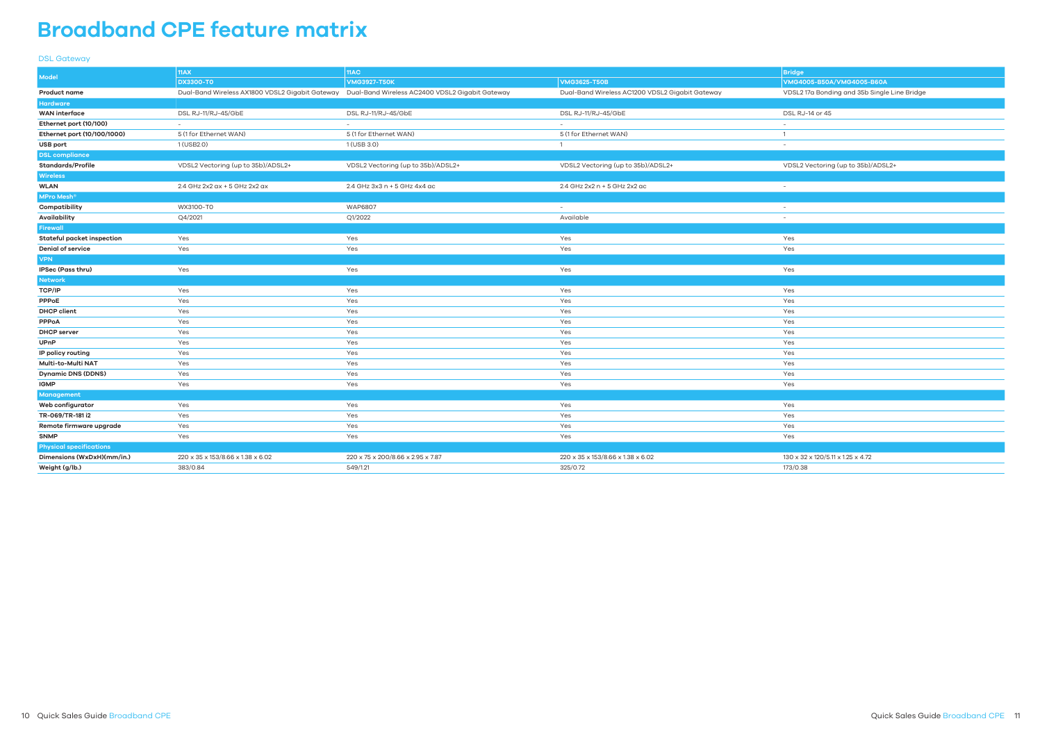# Broadband CPE feature matrix

DSL Gateway

| Model | 11AX | 11AC | | Bridge |
|---|---|---|---|---|
| | DX3300-T0 | VMG3927-T50K | VMG3625-T50B | VMG4005-B50A/VMG4005-B60A |
| **Product name** | Dual-Band Wireless AX1800 VDSL2 Gigabit Gateway | Dual-Band Wireless AC2400 VDSL2 Gigabit Gateway | Dual-Band Wireless AC1200 VDSL2 Gigabit Gateway | VDSL2 17a Bonding and 35b Single Line Bridge |
| **Hardware** | | | | |
| **WAN interface** | DSL RJ-11/RJ-45/GbE | DSL RJ-11/RJ-45/GbE | DSL RJ-11/RJ-45/GbE | DSL RJ-14 or 45 |
| **Ethernet port (10/100)** | - | - | - | - |
| **Ethernet port (10/100/1000)** | 5 (1 for Ethernet WAN) | 5 (1 for Ethernet WAN) | 5 (1 for Ethernet WAN) | 1 |
| **USB port** | 1 (USB2.0) | 1 (USB 3.0) | 1 | - |
| **DSL compliance** | | | | |
| **Standards/Profile** | VDSL2 Vectoring (up to 35b)/ADSL2+ | VDSL2 Vectoring (up to 35b)/ADSL2+ | VDSL2 Vectoring (up to 35b)/ADSL2+ | VDSL2 Vectoring (up to 35b)/ADSL2+ |
| **Wireless** | | | | |
| **WLAN** | 2.4 GHz 2x2 ax + 5 GHz 2x2 ax | 2.4 GHz 3x3 n + 5 GHz 4x4 ac | 2.4 GHz 2x2 n + 5 GHz 2x2 ac | - |
| **MPro Mesh®** | | | | |
| **Compatibility** | WX3100-T0 | WAP6807 | - | - |
| **Availability** | Q4/2021 | Q1/2022 | Available | - |
| **Firewall** | | | | |
| **Stateful packet inspection** | Yes | Yes | Yes | Yes |
| **Denial of service** | Yes | Yes | Yes | Yes |
| **VPN** | | | | |
| **IPSec (Pass thru)** | Yes | Yes | Yes | Yes |
| **Network** | | | | |
| **TCP/IP** | Yes | Yes | Yes | Yes |
| **PPPoE** | Yes | Yes | Yes | Yes |
| **DHCP client** | Yes | Yes | Yes | Yes |
| **PPPoA** | Yes | Yes | Yes | Yes |
| **DHCP server** | Yes | Yes | Yes | Yes |
| **UPnP** | Yes | Yes | Yes | Yes |
| **IP policy routing** | Yes | Yes | Yes | Yes |
| **Multi-to-Multi NAT** | Yes | Yes | Yes | Yes |
| **Dynamic DNS (DDNS)** | Yes | Yes | Yes | Yes |
| **IGMP** | Yes | Yes | Yes | Yes |
| **Management** | | | | |
| **Web configurator** | Yes | Yes | Yes | Yes |
| **TR-069/TR-181 i2** | Yes | Yes | Yes | Yes |
| **Remote firmware upgrade** | Yes | Yes | Yes | Yes |
| **SNMP** | Yes | Yes | Yes | Yes |
| **Physical specifications** | | | | |
| **Dimensions (WxDxH)(mm/in.)** | 220 x 35 x 153/8.66 x 1.38 x 6.02 | 220 x 75 x 200/8.66 x 2.95 x 7.87 | 220 x 35 x 153/8.66 x 1.38 x 6.02 | 130 x 32 x 120/5.11 x 1.25 x 4.72 |
| **Weight (g/lb.)** | 383/0.84 | 549/1.21 | 325/0.72 | 173/0.38 |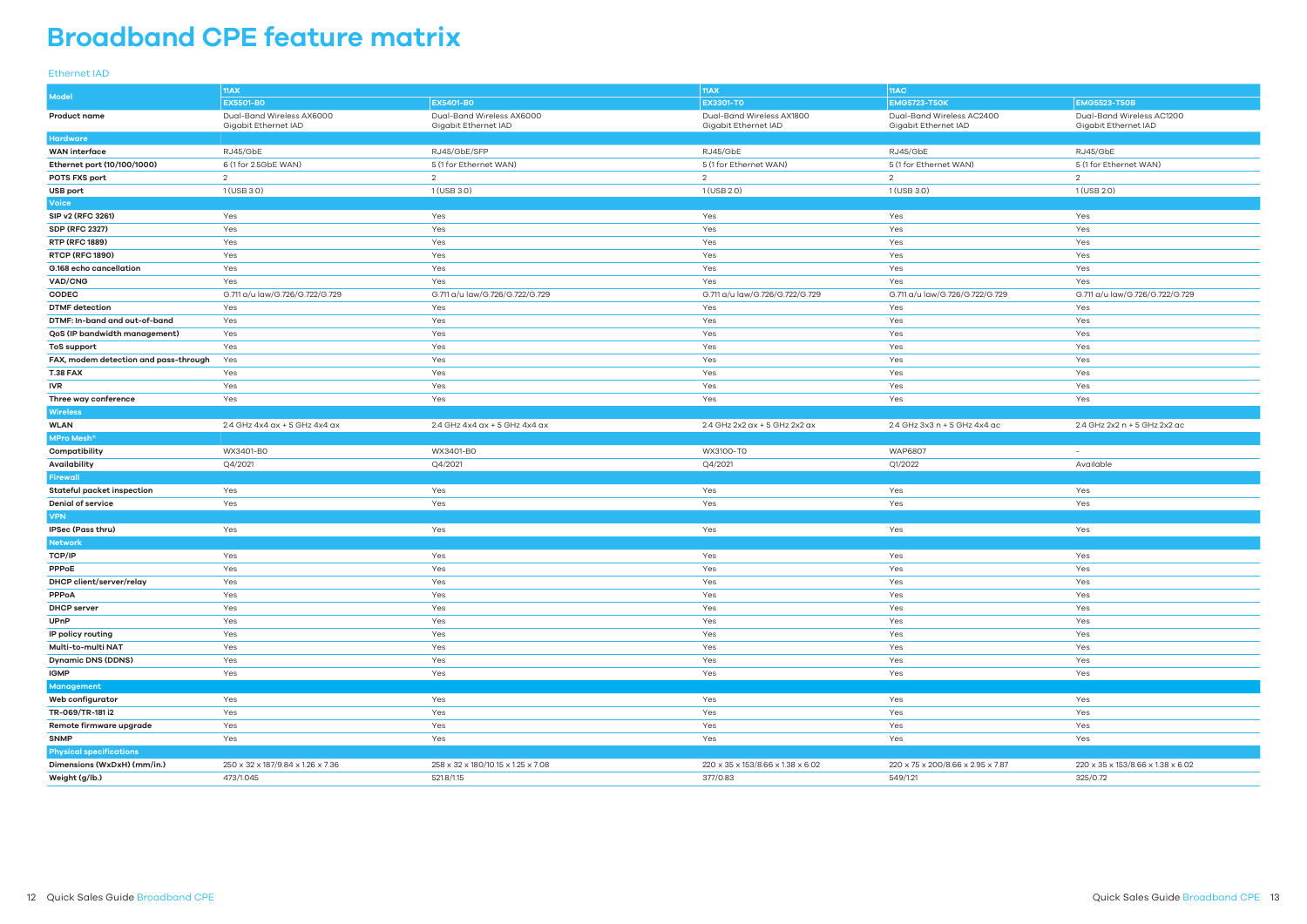# Broadband CPE feature matrix

Ethernet IAD

| Model | 11AX | | 11AX | 11AC | |
|---|---|---|---|---|---|
| | EX5501-B0 | EX5401-B0 | EX3301-T0 | EMG5723-T50K | EMG5523-T50B |
| **Product name** | Dual-Band Wireless AX6000 Gigabit Ethernet IAD | Dual-Band Wireless AX6000 Gigabit Ethernet IAD | Dual-Band Wireless AX1800 Gigabit Ethernet IAD | Dual-Band Wireless AC2400 Gigabit Ethernet IAD | Dual-Band Wireless AC1200 Gigabit Ethernet IAD |
| **Hardware** | | | | | |
| **WAN interface** | RJ45/GbE | RJ45/GbE/SFP | RJ45/GbE | RJ45/GbE | RJ45/GbE |
| **Ethernet port (10/100/1000)** | 6 (1 for 2.5GbE WAN) | 5 (1 for Ethernet WAN) | 5 (1 for Ethernet WAN) | 5 (1 for Ethernet WAN) | 5 (1 for Ethernet WAN) |
| **POTS FXS port** | 2 | 2 | 2 | 2 | 2 |
| **USB port** | 1 (USB 3.0) | 1 (USB 3.0) | 1 (USB 2.0) | 1 (USB 3.0) | 1 (USB 2.0) |
| **Voice** | | | | | |
| **SIP v2 (RFC 3261)** | Yes | Yes | Yes | Yes | Yes |
| **SDP (RFC 2327)** | Yes | Yes | Yes | Yes | Yes |
| **RTP (RFC 1889)** | Yes | Yes | Yes | Yes | Yes |
| **RTCP (RFC 1890)** | Yes | Yes | Yes | Yes | Yes |
| **G.168 echo cancellation** | Yes | Yes | Yes | Yes | Yes |
| **VAD/CNG** | Yes | Yes | Yes | Yes | Yes |
| **CODEC** | G.711 a/u law/G.726/G.722/G.729 | G.711 a/u law/G.726/G.722/G.729 | G.711 a/u law/G.726/G.722/G.729 | G.711 a/u law/G.726/G.722/G.729 | G.711 a/u law/G.726/G.722/G.729 |
| **DTMF detection** | Yes | Yes | Yes | Yes | Yes |
| **DTMF: In-band and out-of-band** | Yes | Yes | Yes | Yes | Yes |
| **QoS (IP bandwidth management)** | Yes | Yes | Yes | Yes | Yes |
| **ToS support** | Yes | Yes | Yes | Yes | Yes |
| **FAX, modem detection and pass-through** | Yes | Yes | Yes | Yes | Yes |
| **T.38 FAX** | Yes | Yes | Yes | Yes | Yes |
| **IVR** | Yes | Yes | Yes | Yes | Yes |
| **Three way conference** | Yes | Yes | Yes | Yes | Yes |
| **Wireless** | | | | | |
| **WLAN** | 2.4 GHz 4x4 ax + 5 GHz 4x4 ax | 2.4 GHz 4x4 ax + 5 GHz 4x4 ax | 2.4 GHz 2x2 ax + 5 GHz 2x2 ax | 2.4 GHz 3x3 n + 5 GHz 4x4 ac | 2.4 GHz 2x2 n + 5 GHz 2x2 ac |
| **MPro Mesh®** | | | | | |
| **Compatibility** | WX3401-B0 | WX3401-B0 | WX3100-T0 | WAP6807 | - |
| **Availability** | Q4/2021 | Q4/2021 | Q4/2021 | Q1/2022 | Available |
| **Firewall** | | | | | |
| **Stateful packet inspection** | Yes | Yes | Yes | Yes | Yes |
| **Denial of service** | Yes | Yes | Yes | Yes | Yes |
| **VPN** | | | | | |
| **IPSec (Pass thru)** | Yes | Yes | Yes | Yes | Yes |
| **Network** | | | | | |
| **TCP/IP** | Yes | Yes | Yes | Yes | Yes |
| **PPPoE** | Yes | Yes | Yes | Yes | Yes |
| **DHCP client/server/relay** | Yes | Yes | Yes | Yes | Yes |
| **PPPoA** | Yes | Yes | Yes | Yes | Yes |
| **DHCP server** | Yes | Yes | Yes | Yes | Yes |
| **UPnP** | Yes | Yes | Yes | Yes | Yes |
| **IP policy routing** | Yes | Yes | Yes | Yes | Yes |
| **Multi-to-multi NAT** | Yes | Yes | Yes | Yes | Yes |
| **Dynamic DNS (DDNS)** | Yes | Yes | Yes | Yes | Yes |
| **IGMP** | Yes | Yes | Yes | Yes | Yes |
| **Management** | | | | | |
| **Web configurator** | Yes | Yes | Yes | Yes | Yes |
| **TR-069/TR-181 i2** | Yes | Yes | Yes | Yes | Yes |
| **Remote firmware upgrade** | Yes | Yes | Yes | Yes | Yes |
| **SNMP** | Yes | Yes | Yes | Yes | Yes |
| **Physical specifications** | | | | | |
| **Dimensions (WxDxH) (mm/in.)** | 250 x 32 x 187/9.84 x 1.26 x 7.36 | 258 x 32 x 180/10.15 x 1.25 x 7.08 | 220 x 35 x 153/8.66 x 1.38 x 6.02 | 220 x 75 x 200/8.66 x 2.95 x 7.87 | 220 x 35 x 153/8.66 x 1.38 x 6.02 |
| **Weight (g/lb.)** | 473/1.045 | 521.8/1.15 | 377/0.83 | 549/1.21 | 325/0.72 |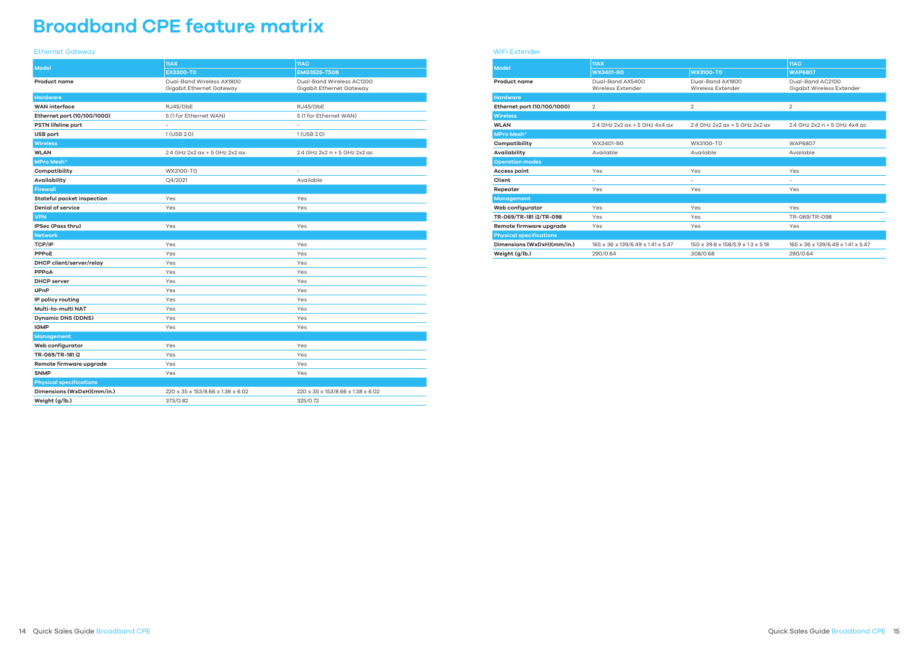# Broadband CPE feature matrix

## Ethernet Gateway

| Model | 11AX | 11AC |
|---|---|---|
| | EX3300-T0 | EMG3525-T50B |
| Product name | Dual-Band Wireless AX1800 Gigabit Ethernet Gateway | Dual-Band Wireless AC1200 Gigabit Ethernet Gateway |
| **Hardware** | | |
| WAN interface | RJ45/GbE | RJ45/GbE |
| Ethernet port (10/100/1000) | 5 (1 for Ethernet WAN) | 5 (1 for Ethernet WAN) |
| PSTN lifeline port | - | - |
| USB port | 1 (USB 2.0) | 1 (USB 2.0) |
| **Wireless** | | |
| WLAN | 2.4 GHz 2x2 ax + 5 GHz 2x2 ax | 2.4 GHz 2x2 n + 5 GHz 2x2 ac |
| **MPro Mesh®** | | |
| Compatibility | WX3100-T0 | - |
| Availability | Q4/2021 | Available |
| **Firewall** | | |
| Stateful packet inspection | Yes | Yes |
| Denial of service | Yes | Yes |
| **VPN** | | |
| IPSec (Pass thru) | Yes | Yes |
| **Network** | | |
| TCP/IP | Yes | Yes |
| PPPoE | Yes | Yes |
| DHCP client/server/relay | Yes | Yes |
| PPPoA | Yes | Yes |
| DHCP server | Yes | Yes |
| UPnP | Yes | Yes |
| IP policy routing | Yes | Yes |
| Multi-to-multi NAT | Yes | Yes |
| Dynamic DNS (DDNS) | Yes | Yes |
| IGMP | Yes | Yes |
| **Management** | | |
| Web configurator | Yes | Yes |
| TR-069/TR-181 i2 | Yes | Yes |
| Remote firmware upgrade | Yes | Yes |
| SNMP | Yes | Yes |
| **Physical specifications** | | |
| Dimensions (WxDxH)(mm/in.) | 220 x 35 x 153/8.66 x 1.38 x 6.02 | 220 x 35 x 153/8.66 x 1.38 x 6.02 |
| Weight (g/lb.) | 373/0.82 | 325/0.72 |

## WiFi Extender

| Model | 11AX | | 11AC |
|---|---|---|---|
| | WX3401-B0 | WX3100-T0 | WAP6807 |
| Product name | Dual-Band AX5400 Wireless Extender | Dual-Band AX1800 Wireless Extender | Dual-Band AC2100 Gigabit Wireless Extender |
| **Hardware** | | | |
| Ethernet port (10/100/1000) | 2 | 2 | 2 |
| **Wireless** | | | |
| WLAN | 2.4 GHz 2x2 ax + 5 GHz 4x4 ax | 2.4 GHz 2x2 ax + 5 GHz 2x2 ax | 2.4 GHz 2x2 n + 5 GHz 4x4 ac |
| **MPro Mesh®** | | | |
| Compatibility | WX3401-B0 | WX3100-T0 | WAP6807 |
| Availability | Available | Available | Available |
| **Operation modes** | | | |
| Access point | Yes | Yes | Yes |
| Client | - | - | - |
| Repeater | Yes | Yes | Yes |
| **Management** | | | |
| Web configurator | Yes | Yes | Yes |
| TR-069/TR-181 i2/TR-098 | Yes | Yes | TR-069/TR-098 |
| Remote firmware upgrade | Yes | Yes | Yes |
| **Physical specifications** | | | |
| Dimensions (WxDxH)(mm/in.) | 165 x 36 x 139/6.49 x 1.41 x 5.47 | 150 x 39.8 x 158/5.9 x 1.3 x 5.18 | 165 x 36 x 139/6.49 x 1.41 x 5.47 |
| Weight (g/lb.) | 290/0.64 | 308/0.68 | 290/0.64 |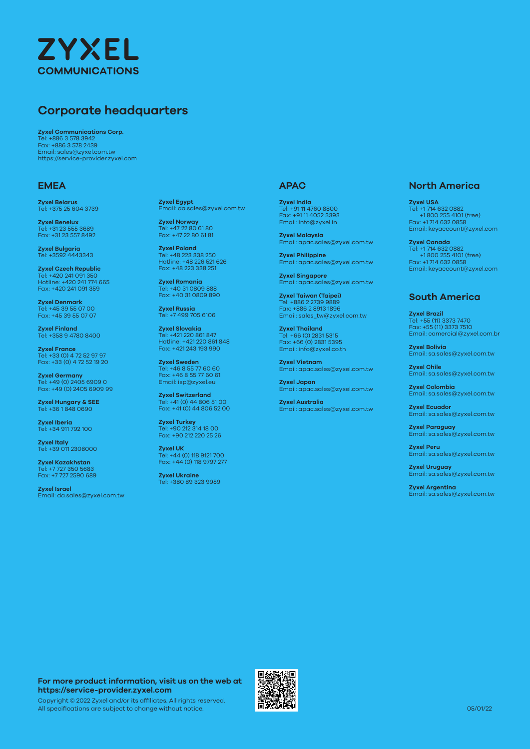ZYXEL
COMMUNICATIONS

## Corporate headquarters

**Zyxel Communications Corp.**
Tel: +886 3 578 3942
Fax: +886 3 578 2439
Email: sales@zyxel.com.tw
https://service-provider.zyxel.com

### EMEA

**Zyxel Belarus**
Tel: +375 25 604 3739

**Zyxel Benelux**
Tel: +31 23 555 3689
Fax: +31 23 557 8492

**Zyxel Bulgaria**
Tel: +3592 4443343

**Zyxel Czech Republic**
Tel: +420 241 091 350
Hotline: +420 241 774 665
Fax: +420 241 091 359

**Zyxel Denmark**
Tel: +45 39 55 07 00
Fax: +45 39 55 07 07

**Zyxel Finland**
Tel: +358 9 4780 8400

**Zyxel France**
Tel: +33 (0) 4 72 52 97 97
Fax: +33 (0) 4 72 52 19 20

**Zyxel Germany**
Tel: +49 (0) 2405 6909 0
Fax: +49 (0) 2405 6909 99

**Zyxel Hungary & SEE**
Tel: +36 1 848 0690

**Zyxel Iberia**
Tel: +34 911 792 100

**Zyxel Italy**
Tel: +39 011 2308000

**Zyxel Kazakhstan**
Tel: +7 727 350 5683
Fax: +7 727 2590 689

**Zyxel Israel**
Email: da.sales@zyxel.com.tw

**Zyxel Egypt**
Email: da.sales@zyxel.com.tw

**Zyxel Norway**
Tel: +47 22 80 61 80
Fax: +47 22 80 61 81

**Zyxel Poland**
Tel: +48 223 338 250
Hotline: +48 226 521 626
Fax: +48 223 338 251

**Zyxel Romania**
Tel: +40 31 0809 888
Fax: +40 31 0809 890

**Zyxel Russia**
Tel: +7 499 705 6106

**Zyxel Slovakia**
Tel: +421 220 861 847
Hotline: +421 220 861 848
Fax: +421 243 193 990

**Zyxel Sweden**
Tel: +46 8 55 77 60 60
Fax: +46 8 55 77 60 61
Email: isp@zyxel.eu

**Zyxel Switzerland**
Tel: +41 (0) 44 806 51 00
Fax: +41 (0) 44 806 52 00

**Zyxel Turkey**
Tel: +90 212 314 18 00
Fax: +90 212 220 25 26

**Zyxel UK**
Tel: +44 (0) 118 9121 700
Fax: +44 (0) 118 9797 277

**Zyxel Ukraine**
Tel: +380 89 323 9959

### APAC

**Zyxel India**
Tel: +91 11 4760 8800
Fax: +91 11 4052 3393
Email: info@zyxel.in

**Zyxel Malaysia**
Email: apac.sales@zyxel.com.tw

**Zyxel Philippine**
Email: apac.sales@zyxel.com.tw

**Zyxel Singapore**
Email: apac.sales@zyxel.com.tw

**Zyxel Taiwan (Taipei)**
Tel: +886 2 2739 9889
Fax: +886 2 8913 1896
Email: sales_tw@zyxel.com.tw

**Zyxel Thailand**
Tel: +66 (0) 2831 5315
Fax: +66 (0) 2831 5395
Email: info@zyxel.co.th

**Zyxel Vietnam**
Email: apac.sales@zyxel.com.tw

**Zyxel Japan**
Email: apac.sales@zyxel.com.tw

**Zyxel Australia**
Email: apac.sales@zyxel.com.tw

### North America

**Zyxel USA**
Tel: +1 714 632 0882
+1 800 255 4101 (free)
Fax: +1 714 632 0858
Email: keyaccount@zyxel.com

**Zyxel Canada**
Tel: +1 714 632 0882
+1 800 255 4101 (free)
Fax: +1 714 632 0858
Email: keyaccount@zyxel.com

### South America

**Zyxel Brazil**
Tel: +55 (11) 3373 7470
Fax: +55 (11) 3373 7510
Email: comercial@zyxel.com.br

**Zyxel Bolivia**
Email: sa.sales@zyxel.com.tw

**Zyxel Chile**
Email: sa.sales@zyxel.com.tw

**Zyxel Colombia**
Email: sa.sales@zyxel.com.tw

**Zyxel Ecuador**
Email: sa.sales@zyxel.com.tw

**Zyxel Paraguay**
Email: sa.sales@zyxel.com.tw

**Zyxel Peru**
Email: sa.sales@zyxel.com.tw

**Zyxel Uruguay**
Email: sa.sales@zyxel.com.tw

**Zyxel Argentina**
Email: sa.sales@zyxel.com.tw

**For more product information, visit us on the web at https://service-provider.zyxel.com**

Copyright © 2022 Zyxel and/or its affiliates. All rights reserved.
All specifications are subject to change without notice.

05/01/22